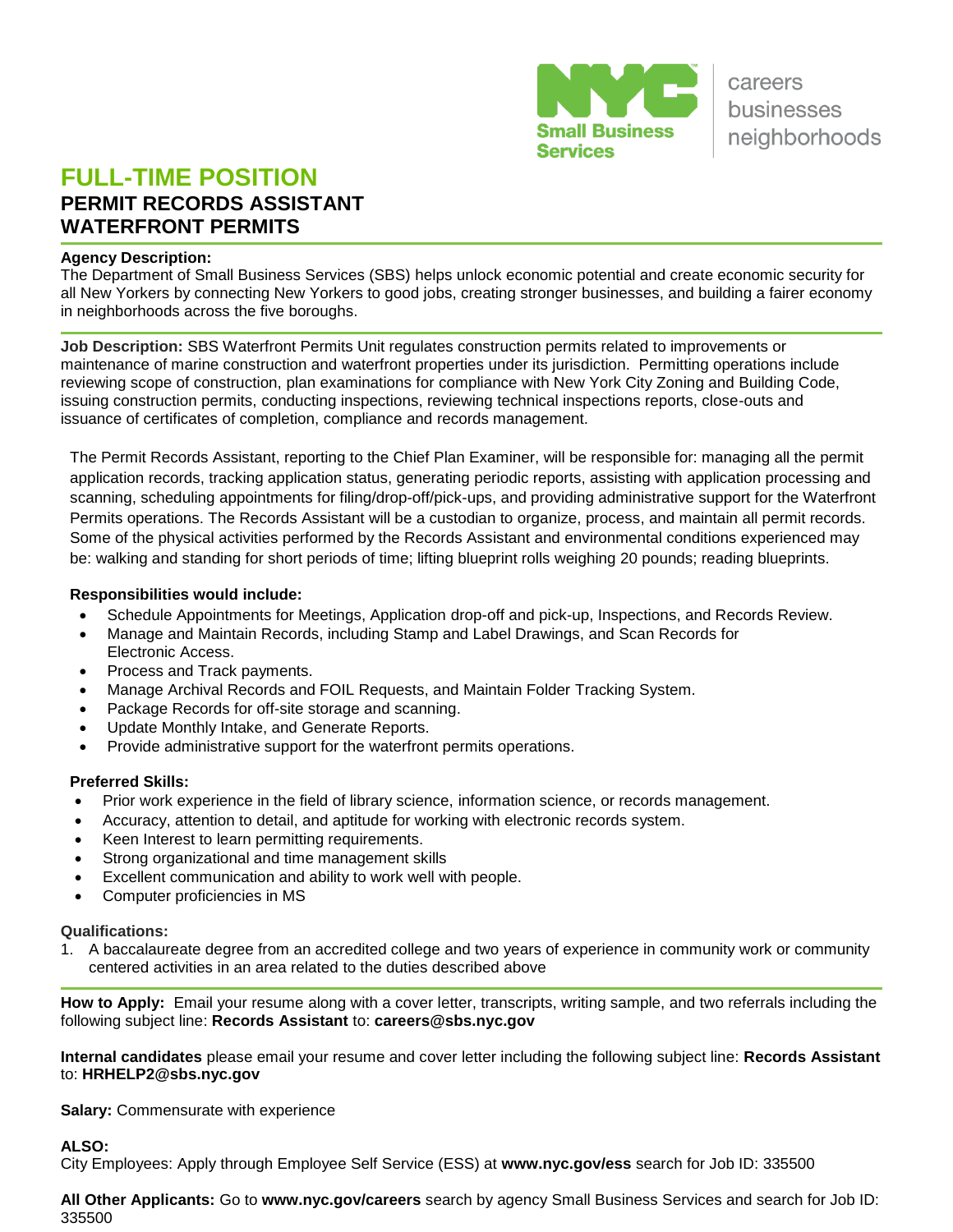NYC Small Business Services

careers
businesses
neighborhoods

# FULL-TIME POSITION

## PERMIT RECORDS ASSISTANT
## WATERFRONT PERMITS

**Agency Description:**
The Department of Small Business Services (SBS) helps unlock economic potential and create economic security for all New Yorkers by connecting New Yorkers to good jobs, creating stronger businesses, and building a fairer economy in neighborhoods across the five boroughs.

**Job Description:** SBS Waterfront Permits Unit regulates construction permits related to improvements or maintenance of marine construction and waterfront properties under its jurisdiction. Permitting operations include reviewing scope of construction, plan examinations for compliance with New York City Zoning and Building Code, issuing construction permits, conducting inspections, reviewing technical inspections reports, close-outs and issuance of certificates of completion, compliance and records management.

The Permit Records Assistant, reporting to the Chief Plan Examiner, will be responsible for: managing all the permit application records, tracking application status, generating periodic reports, assisting with application processing and scanning, scheduling appointments for filing/drop-off/pick-ups, and providing administrative support for the Waterfront Permits operations. The Records Assistant will be a custodian to organize, process, and maintain all permit records. Some of the physical activities performed by the Records Assistant and environmental conditions experienced may be: walking and standing for short periods of time; lifting blueprint rolls weighing 20 pounds; reading blueprints.

**Responsibilities would include:**

- Schedule Appointments for Meetings, Application drop-off and pick-up, Inspections, and Records Review.
- Manage and Maintain Records, including Stamp and Label Drawings, and Scan Records for Electronic Access.
- Process and Track payments.
- Manage Archival Records and FOIL Requests, and Maintain Folder Tracking System.
- Package Records for off-site storage and scanning.
- Update Monthly Intake, and Generate Reports.
- Provide administrative support for the waterfront permits operations.

**Preferred Skills:**

- Prior work experience in the field of library science, information science, or records management.
- Accuracy, attention to detail, and aptitude for working with electronic records system.
- Keen Interest to learn permitting requirements.
- Strong organizational and time management skills
- Excellent communication and ability to work well with people.
- Computer proficiencies in MS

**Qualifications:**

1. A baccalaureate degree from an accredited college and two years of experience in community work or community centered activities in an area related to the duties described above

**How to Apply:** Email your resume along with a cover letter, transcripts, writing sample, and two referrals including the following subject line: **Records Assistant** to: **careers@sbs.nyc.gov**

**Internal candidates** please email your resume and cover letter including the following subject line: **Records Assistant** to: **HRHELP2@sbs.nyc.gov**

**Salary:** Commensurate with experience

**ALSO:**
City Employees: Apply through Employee Self Service (ESS) at **www.nyc.gov/ess** search for Job ID: 335500

**All Other Applicants:** Go to **www.nyc.gov/careers** search by agency Small Business Services and search for Job ID: 335500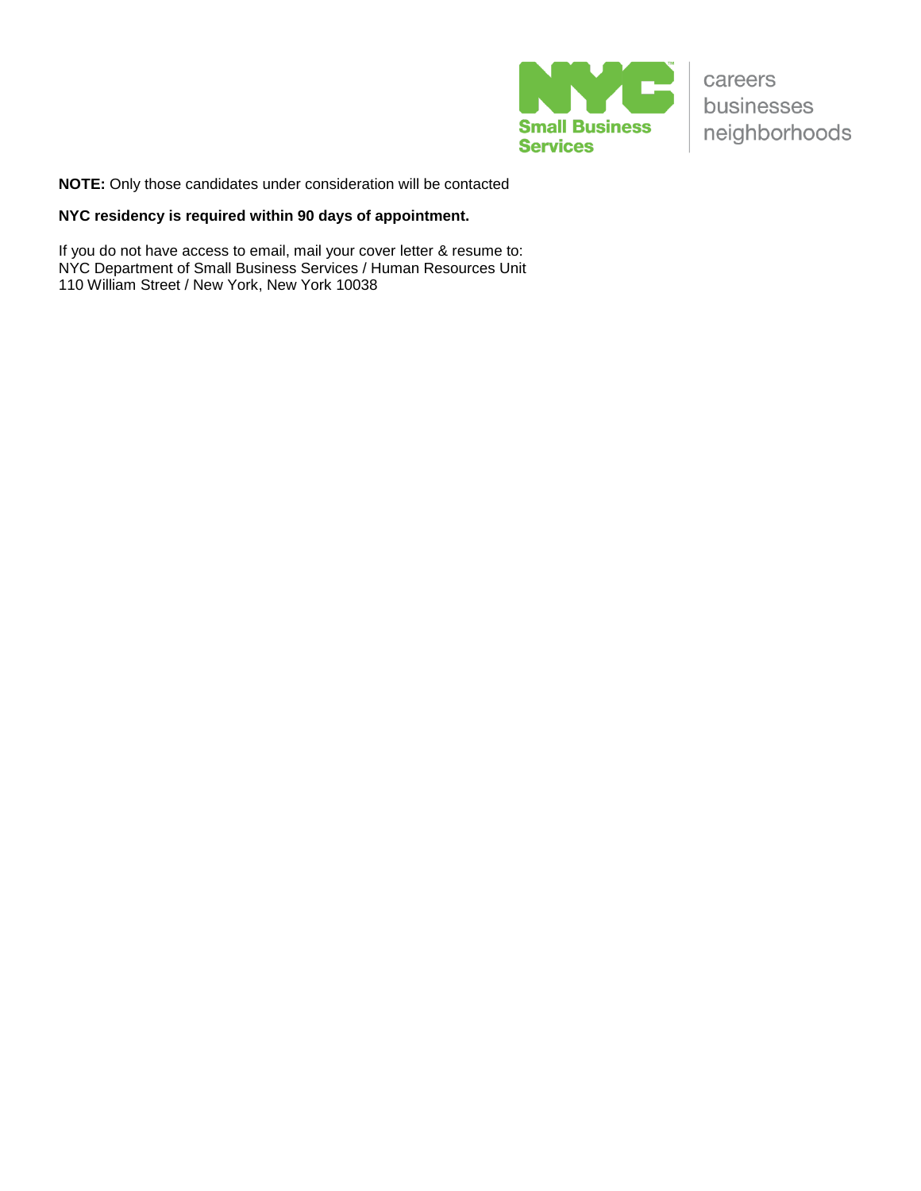**NOTE:** Only those candidates under consideration will be contacted

**NYC residency is required within 90 days of appointment.**

If you do not have access to email, mail your cover letter & resume to:
NYC Department of Small Business Services / Human Resources Unit
110 William Street / New York, New York 10038